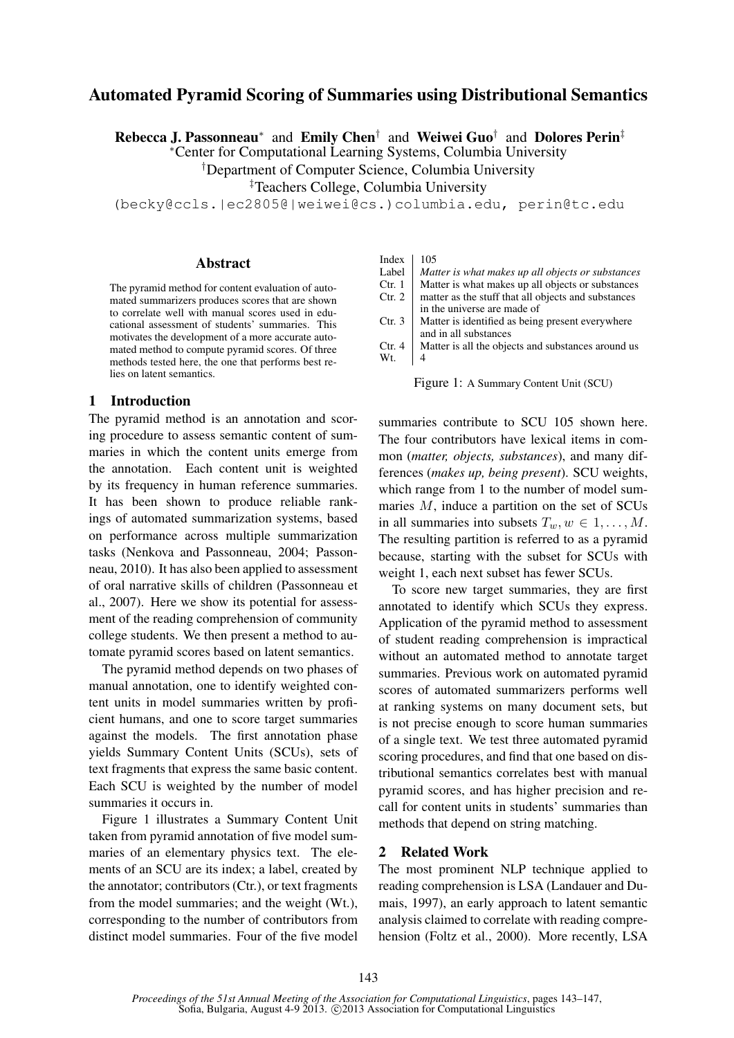# Automated Pyramid Scoring of Summaries using Distributional Semantics

**Rebecca J. Passonneau**[*] and **Emily Chen**[†] and **Weiwei Guo**[†] and **Dolores Perin**[‡]

[*]Center for Computational Learning Systems, Columbia University

[†]Department of Computer Science, Columbia University

[‡]Teachers College, Columbia University

(becky@ccls.|ec2805@|weiwei@cs.)columbia.edu, perin@tc.edu

## Abstract

The pyramid method for content evaluation of automated summarizers produces scores that are shown to correlate well with manual scores used in educational assessment of students' summaries. This motivates the development of a more accurate automated method to compute pyramid scores. Of three methods tested here, the one that performs best relies on latent semantics.

## 1 Introduction

The pyramid method is an annotation and scoring procedure to assess semantic content of summaries in which the content units emerge from the annotation. Each content unit is weighted by its frequency in human reference summaries. It has been shown to produce reliable rankings of automated summarization systems, based on performance across multiple summarization tasks (Nenkova and Passonneau, 2004; Passonneau, 2010). It has also been applied to assessment of oral narrative skills of children (Passonneau et al., 2007). Here we show its potential for assessment of the reading comprehension of community college students. We then present a method to automate pyramid scores based on latent semantics.

The pyramid method depends on two phases of manual annotation, one to identify weighted content units in model summaries written by proficient humans, and one to score target summaries against the models. The first annotation phase yields Summary Content Units (SCUs), sets of text fragments that express the same basic content. Each SCU is weighted by the number of model summaries it occurs in.

Figure 1 illustrates a Summary Content Unit taken from pyramid annotation of five model summaries of an elementary physics text. The elements of an SCU are its index; a label, created by the annotator; contributors (Ctr.), or text fragments from the model summaries; and the weight (Wt.), corresponding to the number of contributors from distinct model summaries. Four of the five model summaries contribute to SCU 105 shown here. The four contributors have lexical items in common (*matter, objects, substances*), and many differences (*makes up, being present*). SCU weights, which range from 1 to the number of model summaries $M$, induce a partition on the set of SCUs in all summaries into subsets $T_w, w \in 1, \ldots, M$. The resulting partition is referred to as a pyramid because, starting with the subset for SCUs with weight 1, each next subset has fewer SCUs.

| | |
|---|---|
| Index | 105 |
| Label | *Matter is what makes up all objects or substances* |
| Ctr. 1 | Matter is what makes up all objects or substances |
| Ctr. 2 | matter as the stuff that all objects and substances in the universe are made of |
| Ctr. 3 | Matter is identified as being present everywhere and in all substances |
| Ctr. 4 | Matter is all the objects and substances around us |
| Wt. | 4 |

Figure 1: A Summary Content Unit (SCU)

To score new target summaries, they are first annotated to identify which SCUs they express. Application of the pyramid method to assessment of student reading comprehension is impractical without an automated method to annotate target summaries. Previous work on automated pyramid scores of automated summarizers performs well at ranking systems on many document sets, but is not precise enough to score human summaries of a single text. We test three automated pyramid scoring procedures, and find that one based on distributional semantics correlates best with manual pyramid scores, and has higher precision and recall for content units in students' summaries than methods that depend on string matching.

## 2 Related Work

The most prominent NLP technique applied to reading comprehension is LSA (Landauer and Dumais, 1997), an early approach to latent semantic analysis claimed to correlate with reading comprehension (Foltz et al., 2000). More recently, LSA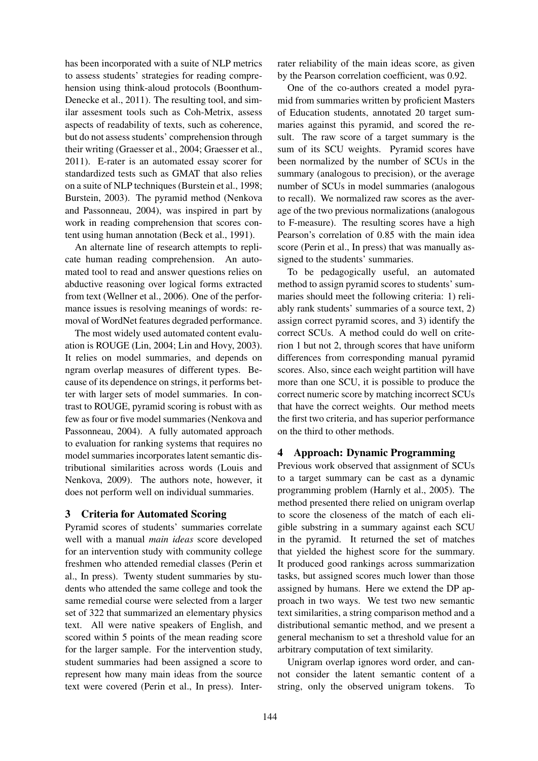has been incorporated with a suite of NLP metrics to assess students' strategies for reading comprehension using think-aloud protocols (Boonthum-Denecke et al., 2011). The resulting tool, and similar assesment tools such as Coh-Metrix, assess aspects of readability of texts, such as coherence, but do not assess students' comprehension through their writing (Graesser et al., 2004; Graesser et al., 2011). E-rater is an automated essay scorer for standardized tests such as GMAT that also relies on a suite of NLP techniques (Burstein et al., 1998; Burstein, 2003). The pyramid method (Nenkova and Passonneau, 2004), was inspired in part by work in reading comprehension that scores content using human annotation (Beck et al., 1991).

An alternate line of research attempts to replicate human reading comprehension. An automated tool to read and answer questions relies on abductive reasoning over logical forms extracted from text (Wellner et al., 2006). One of the performance issues is resolving meanings of words: removal of WordNet features degraded performance.

The most widely used automated content evaluation is ROUGE (Lin, 2004; Lin and Hovy, 2003). It relies on model summaries, and depends on ngram overlap measures of different types. Because of its dependence on strings, it performs better with larger sets of model summaries. In contrast to ROUGE, pyramid scoring is robust with as few as four or five model summaries (Nenkova and Passonneau, 2004). A fully automated approach to evaluation for ranking systems that requires no model summaries incorporates latent semantic distributional similarities across words (Louis and Nenkova, 2009). The authors note, however, it does not perform well on individual summaries.

## 3 Criteria for Automated Scoring

Pyramid scores of students' summaries correlate well with a manual *main ideas* score developed for an intervention study with community college freshmen who attended remedial classes (Perin et al., In press). Twenty student summaries by students who attended the same college and took the same remedial course were selected from a larger set of 322 that summarized an elementary physics text. All were native speakers of English, and scored within 5 points of the mean reading score for the larger sample. For the intervention study, student summaries had been assigned a score to represent how many main ideas from the source text were covered (Perin et al., In press). Inter-rater reliability of the main ideas score, as given by the Pearson correlation coefficient, was 0.92.

One of the co-authors created a model pyramid from summaries written by proficient Masters of Education students, annotated 20 target summaries against this pyramid, and scored the result. The raw score of a target summary is the sum of its SCU weights. Pyramid scores have been normalized by the number of SCUs in the summary (analogous to precision), or the average number of SCUs in model summaries (analogous to recall). We normalized raw scores as the average of the two previous normalizations (analogous to F-measure). The resulting scores have a high Pearson's correlation of 0.85 with the main idea score (Perin et al., In press) that was manually assigned to the students' summaries.

To be pedagogically useful, an automated method to assign pyramid scores to students' summaries should meet the following criteria: 1) reliably rank students' summaries of a source text, 2) assign correct pyramid scores, and 3) identify the correct SCUs. A method could do well on criterion 1 but not 2, through scores that have uniform differences from corresponding manual pyramid scores. Also, since each weight partition will have more than one SCU, it is possible to produce the correct numeric score by matching incorrect SCUs that have the correct weights. Our method meets the first two criteria, and has superior performance on the third to other methods.

## 4 Approach: Dynamic Programming

Previous work observed that assignment of SCUs to a target summary can be cast as a dynamic programming problem (Harnly et al., 2005). The method presented there relied on unigram overlap to score the closeness of the match of each eligible substring in a summary against each SCU in the pyramid. It returned the set of matches that yielded the highest score for the summary. It produced good rankings across summarization tasks, but assigned scores much lower than those assigned by humans. Here we extend the DP approach in two ways. We test two new semantic text similarities, a string comparison method and a distributional semantic method, and we present a general mechanism to set a threshold value for an arbitrary computation of text similarity.

Unigram overlap ignores word order, and cannot consider the latent semantic content of a string, only the observed unigram tokens. To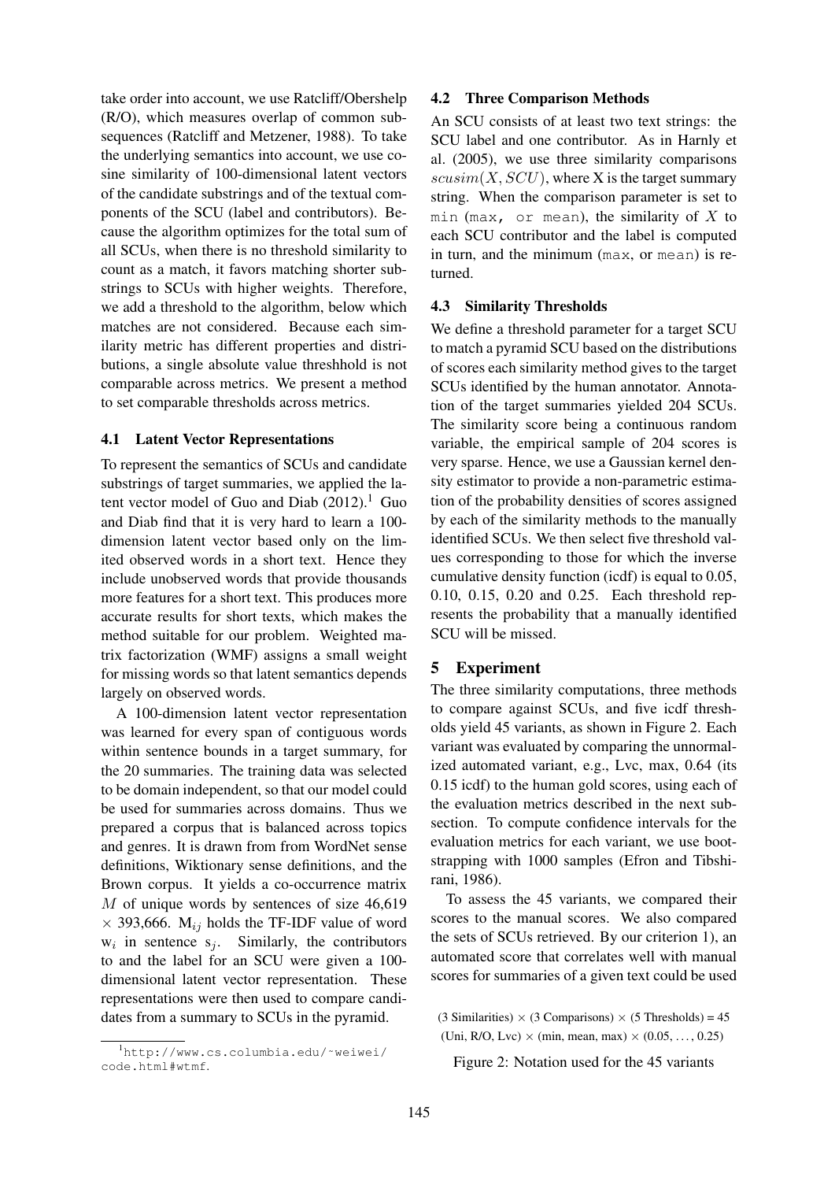take order into account, we use Ratcliff/Obershelp (R/O), which measures overlap of common subsequences (Ratcliff and Metzener, 1988). To take the underlying semantics into account, we use cosine similarity of 100-dimensional latent vectors of the candidate substrings and of the textual components of the SCU (label and contributors). Because the algorithm optimizes for the total sum of all SCUs, when there is no threshold similarity to count as a match, it favors matching shorter substrings to SCUs with higher weights. Therefore, we add a threshold to the algorithm, below which matches are not considered. Because each similarity metric has different properties and distributions, a single absolute value threshhold is not comparable across metrics. We present a method to set comparable thresholds across metrics.

### 4.1 Latent Vector Representations

To represent the semantics of SCUs and candidate substrings of target summaries, we applied the latent vector model of Guo and Diab (2012).[1] Guo and Diab find that it is very hard to learn a 100-dimension latent vector based only on the limited observed words in a short text. Hence they include unobserved words that provide thousands more features for a short text. This produces more accurate results for short texts, which makes the method suitable for our problem. Weighted matrix factorization (WMF) assigns a small weight for missing words so that latent semantics depends largely on observed words.

A 100-dimension latent vector representation was learned for every span of contiguous words within sentence bounds in a target summary, for the 20 summaries. The training data was selected to be domain independent, so that our model could be used for summaries across domains. Thus we prepared a corpus that is balanced across topics and genres. It is drawn from from WordNet sense definitions, Wiktionary sense definitions, and the Brown corpus. It yields a co-occurrence matrix $M$ of unique words by sentences of size 46,619 $\times$ 393,666. $M_{ij}$ holds the TF-IDF value of word $w_i$ in sentence $s_j$. Similarly, the contributors to and the label for an SCU were given a 100-dimensional latent vector representation. These representations were then used to compare candidates from a summary to SCUs in the pyramid.

[1] http://www.cs.columbia.edu/~weiwei/code.html#wtmf.

### 4.2 Three Comparison Methods

An SCU consists of at least two text strings: the SCU label and one contributor. As in Harnly et al. (2005), we use three similarity comparisons $scusim(X, SCU)$, where X is the target summary string. When the comparison parameter is set to `min` (`max`, or `mean`), the similarity of $X$ to each SCU contributor and the label is computed in turn, and the minimum (`max`, or `mean`) is returned.

### 4.3 Similarity Thresholds

We define a threshold parameter for a target SCU to match a pyramid SCU based on the distributions of scores each similarity method gives to the target SCUs identified by the human annotator. Annotation of the target summaries yielded 204 SCUs. The similarity score being a continuous random variable, the empirical sample of 204 scores is very sparse. Hence, we use a Gaussian kernel density estimator to provide a non-parametric estimation of the probability densities of scores assigned by each of the similarity methods to the manually identified SCUs. We then select five threshold values corresponding to those for which the inverse cumulative density function (icdf) is equal to 0.05, 0.10, 0.15, 0.20 and 0.25. Each threshold represents the probability that a manually identified SCU will be missed.

## 5 Experiment

The three similarity computations, three methods to compare against SCUs, and five icdf thresholds yield 45 variants, as shown in Figure 2. Each variant was evaluated by comparing the unnormalized automated variant, e.g., Lvc, max, 0.64 (its 0.15 icdf) to the human gold scores, using each of the evaluation metrics described in the next subsection. To compute confidence intervals for the evaluation metrics for each variant, we use bootstrapping with 1000 samples (Efron and Tibshirani, 1986).

To assess the 45 variants, we compared their scores to the manual scores. We also compared the sets of SCUs retrieved. By our criterion 1), an automated score that correlates well with manual scores for summaries of a given text could be used

(3 Similarities) $\times$ (3 Comparisons) $\times$ (5 Thresholds) = 45
(Uni, R/O, Lvc) $\times$ (min, mean, max) $\times$ (0.05, …, 0.25)

Figure 2: Notation used for the 45 variants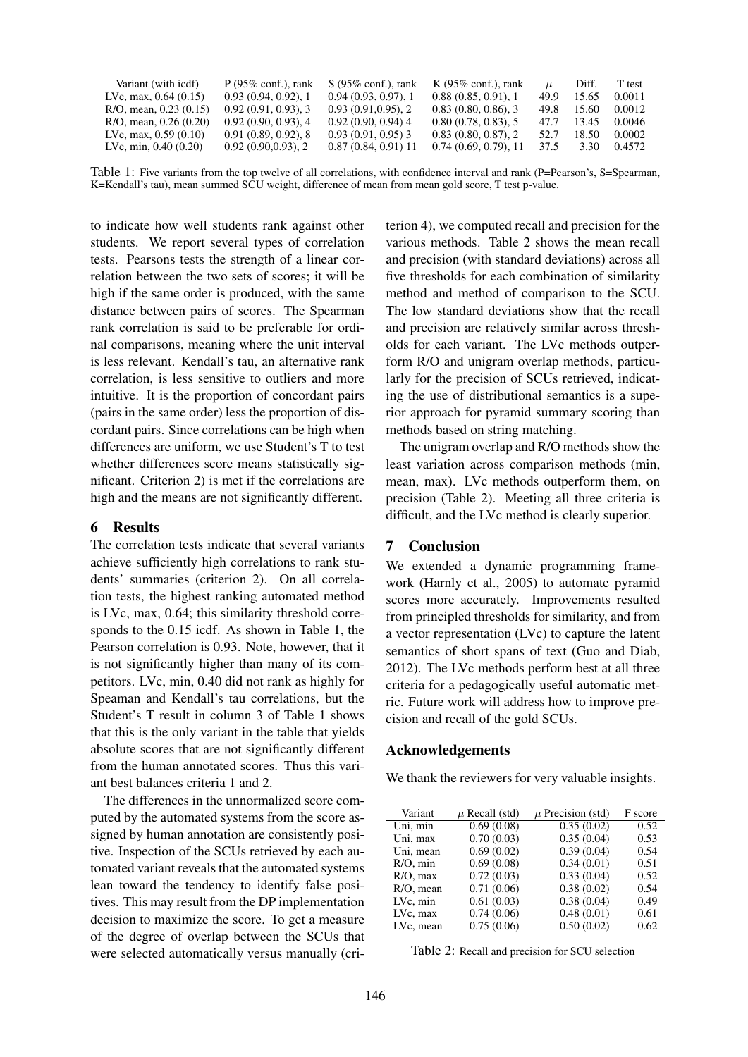| Variant (with icdf) | P (95% conf.), rank | S (95% conf.), rank | K (95% conf.), rank | $\mu$ | Diff. | T test |
|---|---|---|---|---|---|---|
| LVc, max, 0.64 (0.15) | 0.93 (0.94, 0.92), 1 | 0.94 (0.93, 0.97), 1 | 0.88 (0.85, 0.91), 1 | 49.9 | 15.65 | 0.0011 |
| R/O, mean, 0.23 (0.15) | 0.92 (0.91, 0.93), 3 | 0.93 (0.91,0.95), 2 | 0.83 (0.80, 0.86), 3 | 49.8 | 15.60 | 0.0012 |
| R/O, mean, 0.26 (0.20) | 0.92 (0.90, 0.93), 4 | 0.92 (0.90, 0.94) 4 | 0.80 (0.78, 0.83), 5 | 47.7 | 13.45 | 0.0046 |
| LVc, max, 0.59 (0.10) | 0.91 (0.89, 0.92), 8 | 0.93 (0.91, 0.95) 3 | 0.83 (0.80, 0.87), 2 | 52.7 | 18.50 | 0.0002 |
| LVc, min, 0.40 (0.20) | 0.92 (0.90,0.93), 2 | 0.87 (0.84, 0.91) 11 | 0.74 (0.69, 0.79), 11 | 37.5 | 3.30 | 0.4572 |

Table 1: Five variants from the top twelve of all correlations, with confidence interval and rank (P=Pearson's, S=Spearman, K=Kendall's tau), mean summed SCU weight, difference of mean from mean gold score, T test p-value.

to indicate how well students rank against other students. We report several types of correlation tests. Pearsons tests the strength of a linear correlation between the two sets of scores; it will be high if the same order is produced, with the same distance between pairs of scores. The Spearman rank correlation is said to be preferable for ordinal comparisons, meaning where the unit interval is less relevant. Kendall's tau, an alternative rank correlation, is less sensitive to outliers and more intuitive. It is the proportion of concordant pairs (pairs in the same order) less the proportion of discordant pairs. Since correlations can be high when differences are uniform, we use Student's T to test whether differences score means statistically significant. Criterion 2) is met if the correlations are high and the means are not significantly different.

## 6 Results

The correlation tests indicate that several variants achieve sufficiently high correlations to rank students' summaries (criterion 2). On all correlation tests, the highest ranking automated method is LVc, max, 0.64; this similarity threshold corresponds to the 0.15 icdf. As shown in Table 1, the Pearson correlation is 0.93. Note, however, that it is not significantly higher than many of its competitors. LVc, min, 0.40 did not rank as highly for Speaman and Kendall's tau correlations, but the Student's T result in column 3 of Table 1 shows that this is the only variant in the table that yields absolute scores that are not significantly different from the human annotated scores. Thus this variant best balances criteria 1 and 2.

The differences in the unnormalized score computed by the automated systems from the score assigned by human annotation are consistently positive. Inspection of the SCUs retrieved by each automated variant reveals that the automated systems lean toward the tendency to identify false positives. This may result from the DP implementation decision to maximize the score. To get a measure of the degree of overlap between the SCUs that were selected automatically versus manually (criterion 4), we computed recall and precision for the various methods. Table 2 shows the mean recall and precision (with standard deviations) across all five thresholds for each combination of similarity method and method of comparison to the SCU. The low standard deviations show that the recall and precision are relatively similar across thresholds for each variant. The LVc methods outperform R/O and unigram overlap methods, particularly for the precision of SCUs retrieved, indicating the use of distributional semantics is a superior approach for pyramid summary scoring than methods based on string matching.

The unigram overlap and R/O methods show the least variation across comparison methods (min, mean, max). LVc methods outperform them, on precision (Table 2). Meeting all three criteria is difficult, and the LVc method is clearly superior.

## 7 Conclusion

We extended a dynamic programming framework (Harnly et al., 2005) to automate pyramid scores more accurately. Improvements resulted from principled thresholds for similarity, and from a vector representation (LVc) to capture the latent semantics of short spans of text (Guo and Diab, 2012). The LVc methods perform best at all three criteria for a pedagogically useful automatic metric. Future work will address how to improve precision and recall of the gold SCUs.

## Acknowledgements

We thank the reviewers for very valuable insights.

| Variant | $\mu$ Recall (std) | $\mu$ Precision (std) | F score |
|---|---|---|---|
| Uni, min | 0.69 (0.08) | 0.35 (0.02) | 0.52 |
| Uni, max | 0.70 (0.03) | 0.35 (0.04) | 0.53 |
| Uni, mean | 0.69 (0.02) | 0.39 (0.04) | 0.54 |
| R/O, min | 0.69 (0.08) | 0.34 (0.01) | 0.51 |
| R/O, max | 0.72 (0.03) | 0.33 (0.04) | 0.52 |
| R/O, mean | 0.71 (0.06) | 0.38 (0.02) | 0.54 |
| LVc, min | 0.61 (0.03) | 0.38 (0.04) | 0.49 |
| LVc, max | 0.74 (0.06) | 0.48 (0.01) | 0.61 |
| LVc, mean | 0.75 (0.06) | 0.50 (0.02) | 0.62 |

Table 2: Recall and precision for SCU selection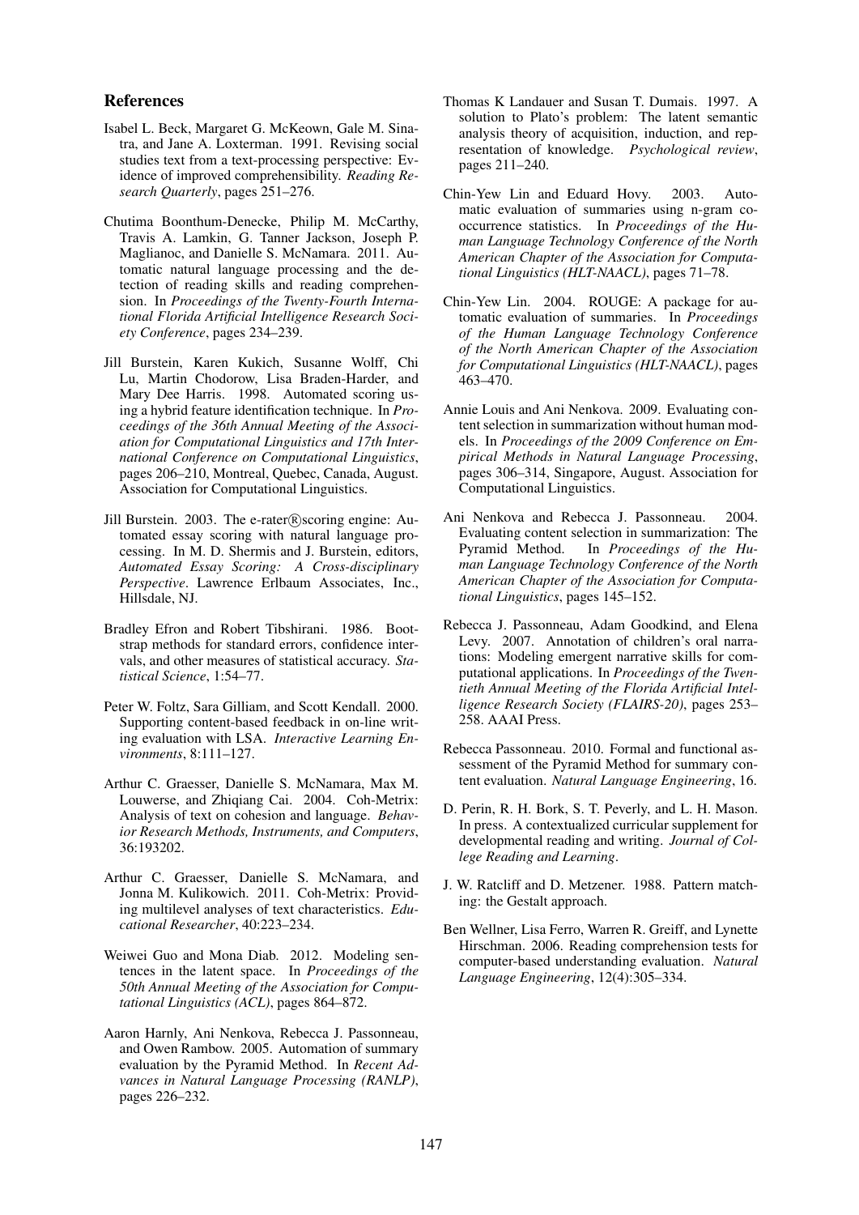## References

Isabel L. Beck, Margaret G. McKeown, Gale M. Sinatra, and Jane A. Loxterman. 1991. Revising social studies text from a text-processing perspective: Evidence of improved comprehensibility. *Reading Research Quarterly*, pages 251–276.

Chutima Boonthum-Denecke, Philip M. McCarthy, Travis A. Lamkin, G. Tanner Jackson, Joseph P. Maglianoc, and Danielle S. McNamara. 2011. Automatic natural language processing and the detection of reading skills and reading comprehension. In *Proceedings of the Twenty-Fourth International Florida Artificial Intelligence Research Society Conference*, pages 234–239.

Jill Burstein, Karen Kukich, Susanne Wolff, Chi Lu, Martin Chodorow, Lisa Braden-Harder, and Mary Dee Harris. 1998. Automated scoring using a hybrid feature identification technique. In *Proceedings of the 36th Annual Meeting of the Association for Computational Linguistics and 17th International Conference on Computational Linguistics*, pages 206–210, Montreal, Quebec, Canada, August. Association for Computational Linguistics.

Jill Burstein. 2003. The e-rater®scoring engine: Automated essay scoring with natural language processing. In M. D. Shermis and J. Burstein, editors, *Automated Essay Scoring: A Cross-disciplinary Perspective*. Lawrence Erlbaum Associates, Inc., Hillsdale, NJ.

Bradley Efron and Robert Tibshirani. 1986. Bootstrap methods for standard errors, confidence intervals, and other measures of statistical accuracy. *Statistical Science*, 1:54–77.

Peter W. Foltz, Sara Gilliam, and Scott Kendall. 2000. Supporting content-based feedback in on-line writing evaluation with LSA. *Interactive Learning Environments*, 8:111–127.

Arthur C. Graesser, Danielle S. McNamara, Max M. Louwerse, and Zhiqiang Cai. 2004. Coh-Metrix: Analysis of text on cohesion and language. *Behavior Research Methods, Instruments, and Computers*, 36:193202.

Arthur C. Graesser, Danielle S. McNamara, and Jonna M. Kulikowich. 2011. Coh-Metrix: Providing multilevel analyses of text characteristics. *Educational Researcher*, 40:223–234.

Weiwei Guo and Mona Diab. 2012. Modeling sentences in the latent space. In *Proceedings of the 50th Annual Meeting of the Association for Computational Linguistics (ACL)*, pages 864–872.

Aaron Harnly, Ani Nenkova, Rebecca J. Passonneau, and Owen Rambow. 2005. Automation of summary evaluation by the Pyramid Method. In *Recent Advances in Natural Language Processing (RANLP)*, pages 226–232.

Thomas K Landauer and Susan T. Dumais. 1997. A solution to Plato's problem: The latent semantic analysis theory of acquisition, induction, and representation of knowledge. *Psychological review*, pages 211–240.

Chin-Yew Lin and Eduard Hovy. 2003. Automatic evaluation of summaries using n-gram co-occurrence statistics. In *Proceedings of the Human Language Technology Conference of the North American Chapter of the Association for Computational Linguistics (HLT-NAACL)*, pages 71–78.

Chin-Yew Lin. 2004. ROUGE: A package for automatic evaluation of summaries. In *Proceedings of the Human Language Technology Conference of the North American Chapter of the Association for Computational Linguistics (HLT-NAACL)*, pages 463–470.

Annie Louis and Ani Nenkova. 2009. Evaluating content selection in summarization without human models. In *Proceedings of the 2009 Conference on Empirical Methods in Natural Language Processing*, pages 306–314, Singapore, August. Association for Computational Linguistics.

Ani Nenkova and Rebecca J. Passonneau. 2004. Evaluating content selection in summarization: The Pyramid Method. In *Proceedings of the Human Language Technology Conference of the North American Chapter of the Association for Computational Linguistics*, pages 145–152.

Rebecca J. Passonneau, Adam Goodkind, and Elena Levy. 2007. Annotation of children's oral narrations: Modeling emergent narrative skills for computational applications. In *Proceedings of the Twentieth Annual Meeting of the Florida Artificial Intelligence Research Society (FLAIRS-20)*, pages 253–258. AAAI Press.

Rebecca Passonneau. 2010. Formal and functional assessment of the Pyramid Method for summary content evaluation. *Natural Language Engineering*, 16.

D. Perin, R. H. Bork, S. T. Peverly, and L. H. Mason. In press. A contextualized curricular supplement for developmental reading and writing. *Journal of College Reading and Learning*.

J. W. Ratcliff and D. Metzener. 1988. Pattern matching: the Gestalt approach.

Ben Wellner, Lisa Ferro, Warren R. Greiff, and Lynette Hirschman. 2006. Reading comprehension tests for computer-based understanding evaluation. *Natural Language Engineering*, 12(4):305–334.